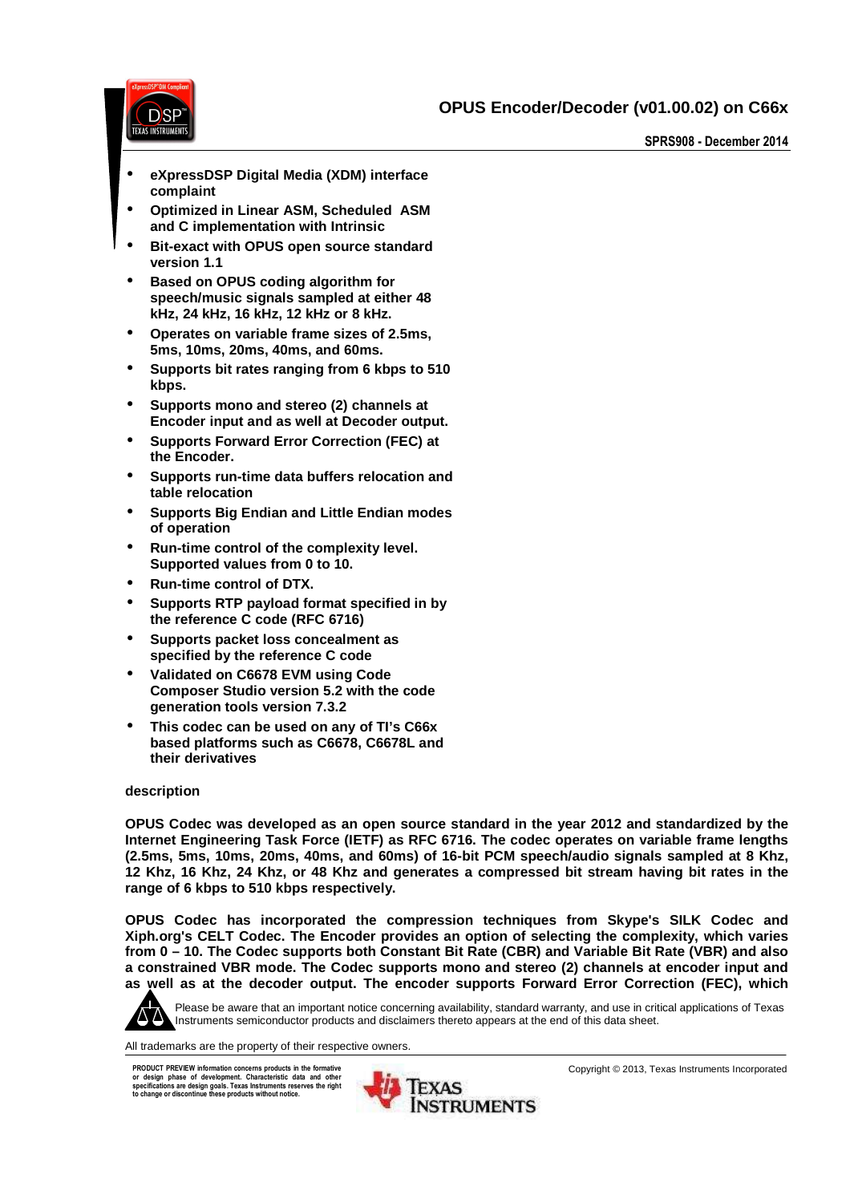# OPUS Encoder/Decoder (v01.00.02) on C66x

SPRS908 - December 2014

- **eXpressDSP Digital Media (XDM) interface complaint**
- **Optimized in Linear ASM, Scheduled ASM and C implementation with Intrinsic**
- **Bit-exact with OPUS open source standard version 1.1**
- **Based on OPUS coding algorithm for speech/music signals sampled at either 48 kHz, 24 kHz, 16 kHz, 12 kHz or 8 kHz.**
- **Operates on variable frame sizes of 2.5ms, 5ms, 10ms, 20ms, 40ms, and 60ms.**
- **Supports bit rates ranging from 6 kbps to 510 kbps.**
- **Supports mono and stereo (2) channels at Encoder input and as well at Decoder output.**
- **Supports Forward Error Correction (FEC) at the Encoder.**
- **Supports run-time data buffers relocation and table relocation**
- **Supports Big Endian and Little Endian modes of operation**
- **Run-time control of the complexity level. Supported values from 0 to 10.**
- **Run-time control of DTX.**
- **Supports RTP payload format specified in by the reference C code (RFC 6716)**
- **Supports packet loss concealment as specified by the reference C code**
- **Validated on C6678 EVM using Code Composer Studio version 5.2 with the code generation tools version 7.3.2**
- **This codec can be used on any of TI's C66x based platforms such as C6678, C6678L and their derivatives**

## description

**OPUS Codec was developed as an open source standard in the year 2012 and standardized by the Internet Engineering Task Force (IETF) as RFC 6716. The codec operates on variable frame lengths (2.5ms, 5ms, 10ms, 20ms, 40ms, and 60ms) of 16-bit PCM speech/audio signals sampled at 8 Khz, 12 Khz, 16 Khz, 24 Khz, or 48 Khz and generates a compressed bit stream having bit rates in the range of 6 kbps to 510 kbps respectively.**

**OPUS Codec has incorporated the compression techniques from Skype's SILK Codec and Xiph.org's CELT Codec. The Encoder provides an option of selecting the complexity, which varies from 0 – 10. The Codec supports both Constant Bit Rate (CBR) and Variable Bit Rate (VBR) and also a constrained VBR mode. The Codec supports mono and stereo (2) channels at encoder input and as well as at the decoder output. The encoder supports Forward Error Correction (FEC), which**

Please be aware that an important notice concerning availability, standard warranty, and use in critical applications of Texas Instruments semiconductor products and disclaimers thereto appears at the end of this data sheet.

All trademarks are the property of their respective owners.

PRODUCT PREVIEW information concerns products in the formative or design phase of development. Characteristic data and other specifications are design goals. Texas Instruments reserves the right to change or discontinue these products without notice.

Copyright © 2013, Texas Instruments Incorporated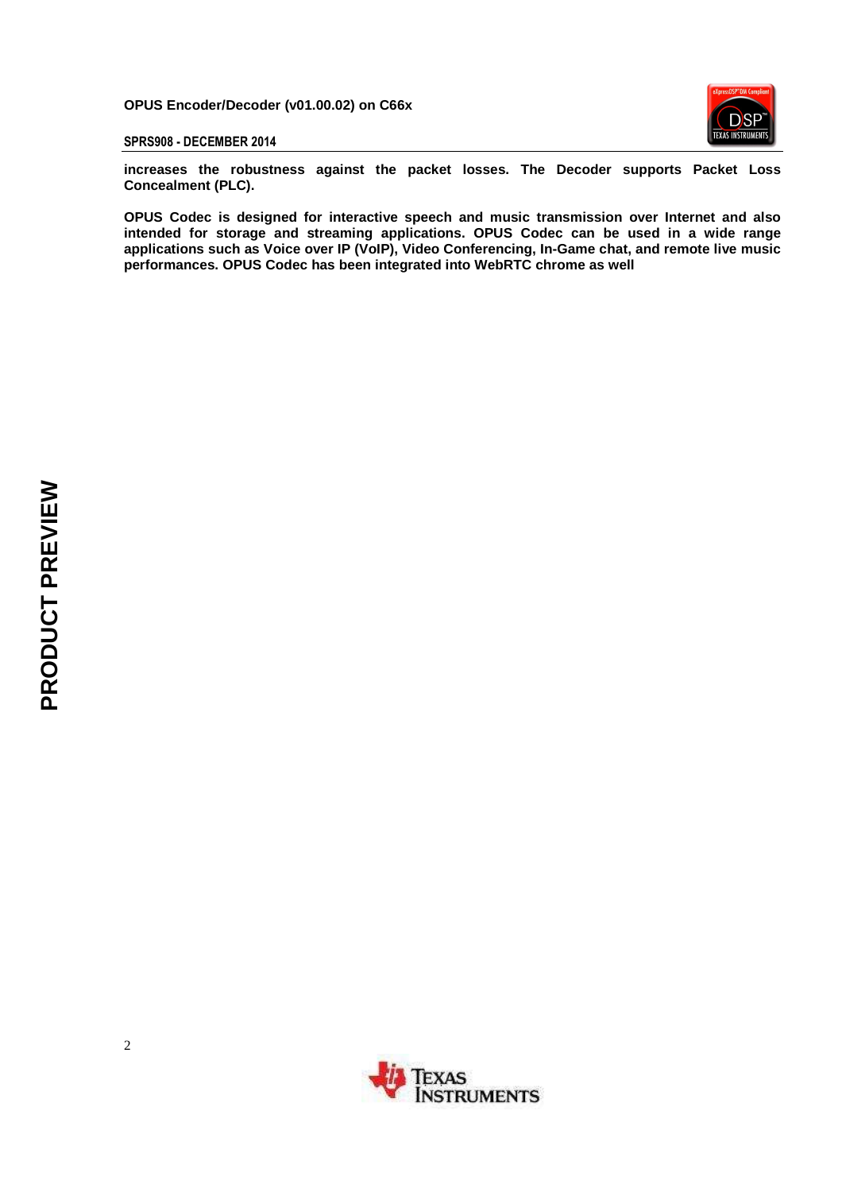**increases the robustness against the packet losses. The Decoder supports Packet Loss Concealment (PLC).**

**OPUS Codec is designed for interactive speech and music transmission over Internet and also intended for storage and streaming applications. OPUS Codec can be used in a wide range applications such as Voice over IP (VoIP), Video Conferencing, In-Game chat, and remote live music performances. OPUS Codec has been integrated into WebRTC chrome as well**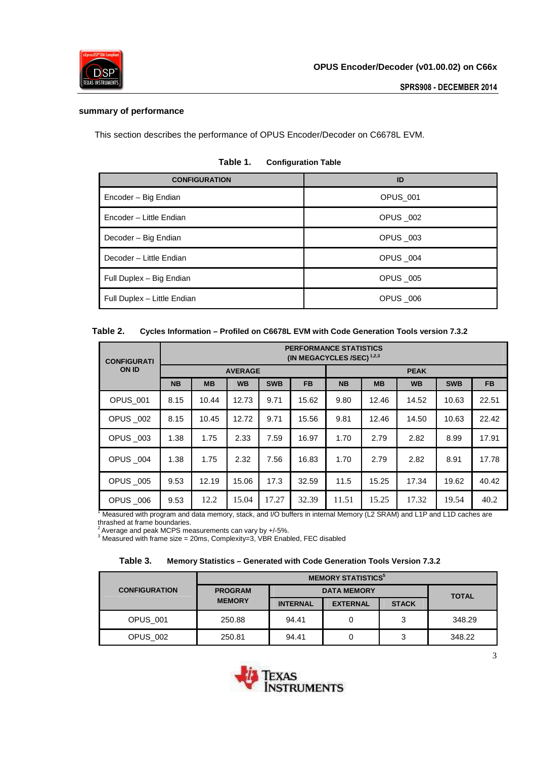### summary of performance

This section describes the performance of OPUS Encoder/Decoder on C6678L EVM.

**Table 1. Configuration Table**

| CONFIGURATION | ID |
|---|---|
| Encoder – Big Endian | OPUS_001 |
| Encoder – Little Endian | OPUS _002 |
| Decoder – Big Endian | OPUS _003 |
| Decoder – Little Endian | OPUS _004 |
| Full Duplex – Big Endian | OPUS _005 |
| Full Duplex – Little Endian | OPUS _006 |

**Table 2. Cycles Information – Profiled on C6678L EVM with Code Generation Tools version 7.3.2**

| CONFIGURATION ID | PERFORMANCE STATISTICS (IN MEGACYCLES /SEC) [1,2,3] | | | | | | | | | |
|---|---|---|---|---|---|---|---|---|---|---|
| | AVERAGE | | | | | PEAK | | | | |
| | NB | MB | WB | SWB | FB | NB | MB | WB | SWB | FB |
| OPUS_001 | 8.15 | 10.44 | 12.73 | 9.71 | 15.62 | 9.80 | 12.46 | 14.52 | 10.63 | 22.51 |
| OPUS _002 | 8.15 | 10.45 | 12.72 | 9.71 | 15.56 | 9.81 | 12.46 | 14.50 | 10.63 | 22.42 |
| OPUS _003 | 1.38 | 1.75 | 2.33 | 7.59 | 16.97 | 1.70 | 2.79 | 2.82 | 8.99 | 17.91 |
| OPUS _004 | 1.38 | 1.75 | 2.32 | 7.56 | 16.83 | 1.70 | 2.79 | 2.82 | 8.91 | 17.78 |
| OPUS _005 | 9.53 | 12.19 | 15.06 | 17.3 | 32.59 | 11.5 | 15.25 | 17.34 | 19.62 | 40.42 |
| OPUS _006 | 9.53 | 12.2 | 15.04 | 17.27 | 32.39 | 11.51 | 15.25 | 17.32 | 19.54 | 40.2 |

[1] Measured with program and data memory, stack, and I/O buffers in internal Memory (L2 SRAM) and L1P and L1D caches are thrashed at frame boundaries.
[2] Average and peak MCPS measurements can vary by +/-5%.
[3] Measured with frame size = 20ms, Complexity=3, VBR Enabled, FEC disabled

**Table 3. Memory Statistics – Generated with Code Generation Tools Version 7.3.2**

| CONFIGURATION | MEMORY STATISTICS[5] | | | | |
|---|---|---|---|---|---|
| | PROGRAM MEMORY | DATA MEMORY | | | TOTAL |
| | | INTERNAL | EXTERNAL | STACK | |
| OPUS_001 | 250.88 | 94.41 | 0 | 3 | 348.29 |
| OPUS_002 | 250.81 | 94.41 | 0 | 3 | 348.22 |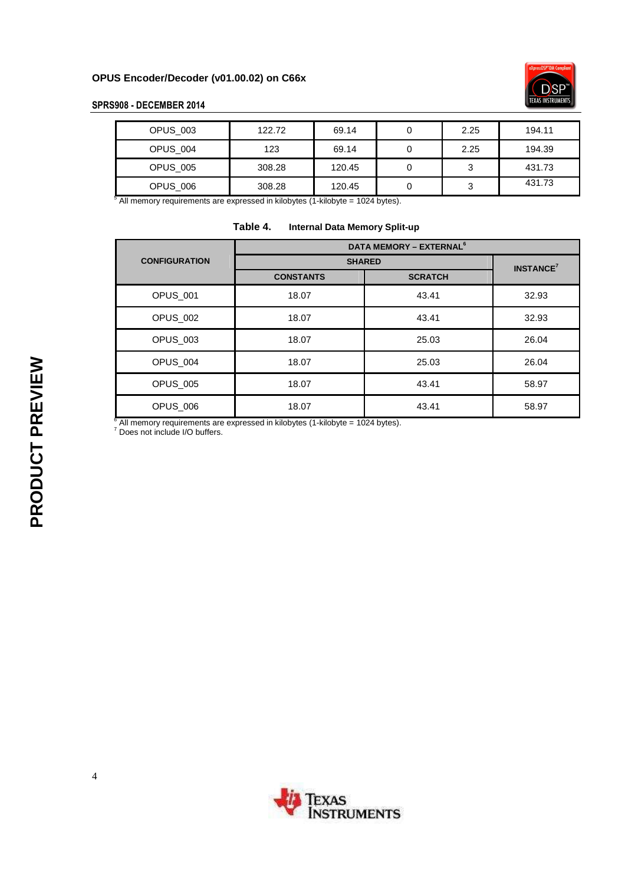| OPUS_003 | 122.72 | 69.14 | 0 | 2.25 | 194.11 |
|---|---|---|---|---|---|
| OPUS_004 | 123 | 69.14 | 0 | 2.25 | 194.39 |
| OPUS_005 | 308.28 | 120.45 | 0 | 3 | 431.73 |
| OPUS_006 | 308.28 | 120.45 | 0 | 3 | 431.73 |

[5] All memory requirements are expressed in kilobytes (1-kilobyte = 1024 bytes).

**Table 4. Internal Data Memory Split-up**

| CONFIGURATION | DATA MEMORY – EXTERNAL[6] | | |
|---|---|---|---|
| | SHARED | | INSTANCE[7] |
| | CONSTANTS | SCRATCH | |
| OPUS_001 | 18.07 | 43.41 | 32.93 |
| OPUS_002 | 18.07 | 43.41 | 32.93 |
| OPUS_003 | 18.07 | 25.03 | 26.04 |
| OPUS_004 | 18.07 | 25.03 | 26.04 |
| OPUS_005 | 18.07 | 43.41 | 58.97 |
| OPUS_006 | 18.07 | 43.41 | 58.97 |

[6] All memory requirements are expressed in kilobytes (1-kilobyte = 1024 bytes).
[7] Does not include I/O buffers.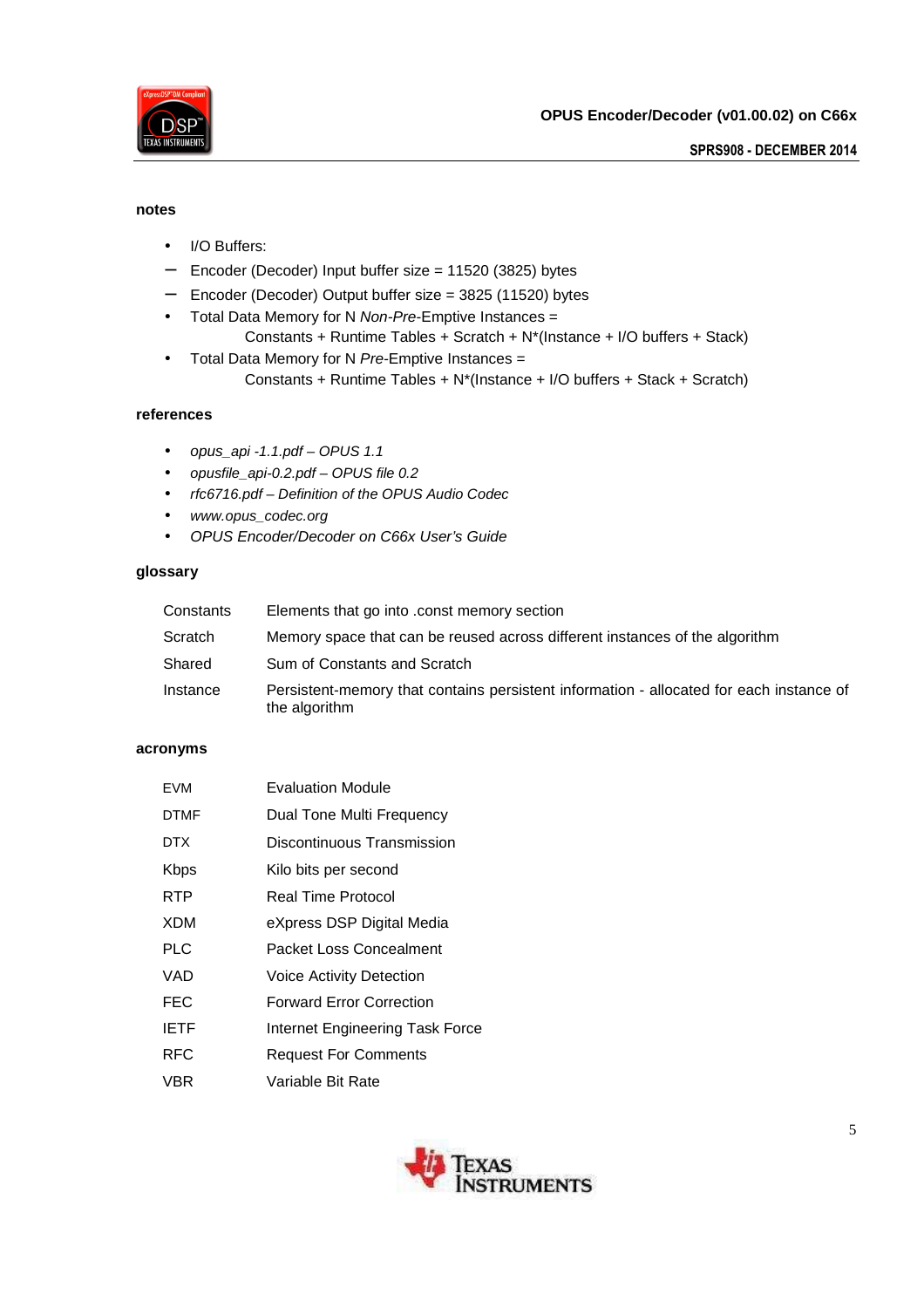## notes

- I/O Buffers:
  - Encoder (Decoder) Input buffer size = 11520 (3825) bytes
  - Encoder (Decoder) Output buffer size = 3825 (11520) bytes
- Total Data Memory for N *Non-Pre*-Emptive Instances =

  Constants + Runtime Tables + Scratch + N*(Instance + I/O buffers + Stack)
- Total Data Memory for N *Pre*-Emptive Instances =

  Constants + Runtime Tables + N*(Instance + I/O buffers + Stack + Scratch)

## references

- *opus_api -1.1.pdf – OPUS 1.1*
- *opusfile_api-0.2.pdf – OPUS file 0.2*
- *rfc6716.pdf – Definition of the OPUS Audio Codec*
- *www.opus_codec.org*
- *OPUS Encoder/Decoder on C66x User's Guide*

## glossary

| | |
|---|---|
| Constants | Elements that go into .const memory section |
| Scratch | Memory space that can be reused across different instances of the algorithm |
| Shared | Sum of Constants and Scratch |
| Instance | Persistent-memory that contains persistent information - allocated for each instance of the algorithm |

## acronyms

| | |
|---|---|
| EVM | Evaluation Module |
| DTMF | Dual Tone Multi Frequency |
| DTX | Discontinuous Transmission |
| Kbps | Kilo bits per second |
| RTP | Real Time Protocol |
| XDM | eXpress DSP Digital Media |
| PLC | Packet Loss Concealment |
| VAD | Voice Activity Detection |
| FEC | Forward Error Correction |
| IETF | Internet Engineering Task Force |
| RFC | Request For Comments |
| VBR | Variable Bit Rate |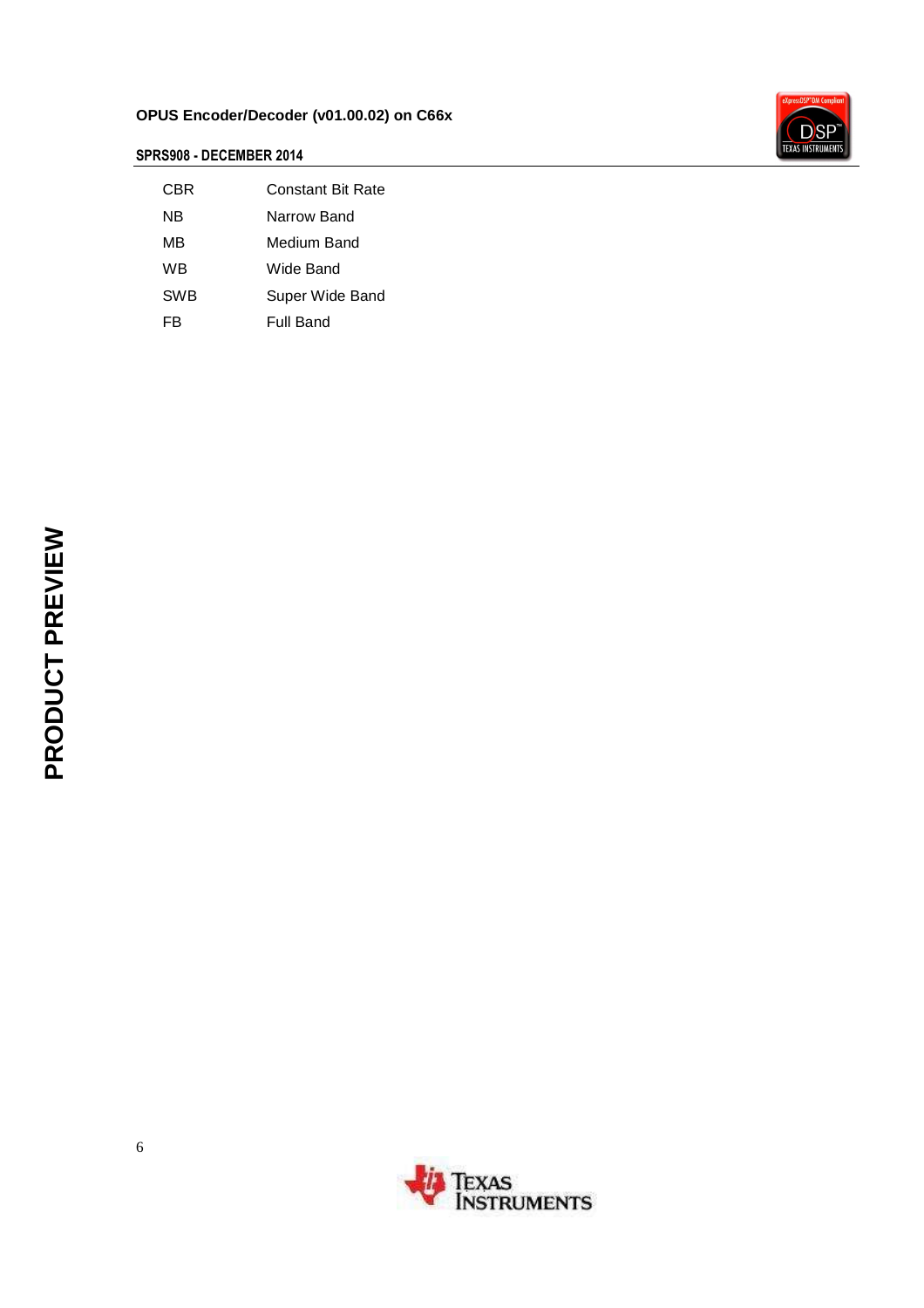| | |
|---|---|
| CBR | Constant Bit Rate |
| NB | Narrow Band |
| MB | Medium Band |
| WB | Wide Band |
| SWB | Super Wide Band |
| FB | Full Band |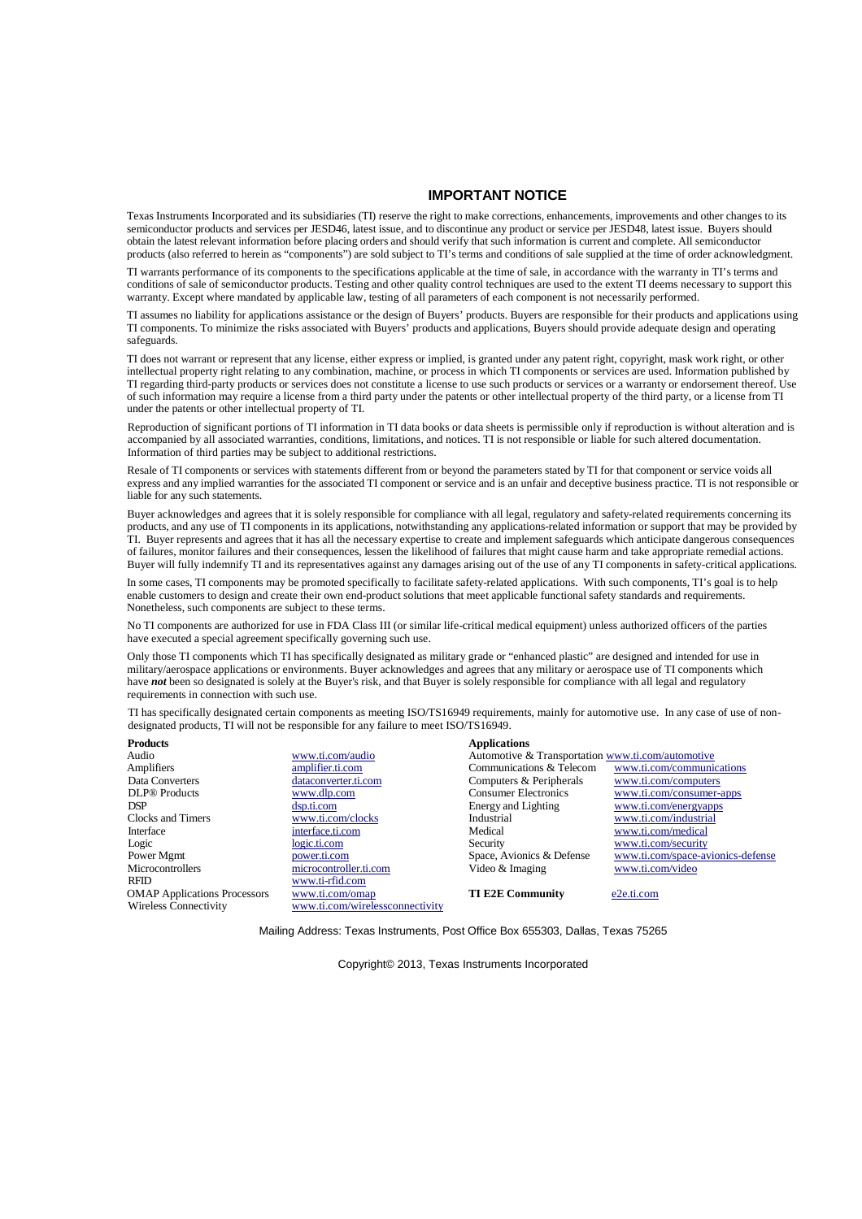# IMPORTANT NOTICE

Texas Instruments Incorporated and its subsidiaries (TI) reserve the right to make corrections, enhancements, improvements and other changes to its semiconductor products and services per JESD46, latest issue, and to discontinue any product or service per JESD48, latest issue. Buyers should obtain the latest relevant information before placing orders and should verify that such information is current and complete. All semiconductor products (also referred to herein as "components") are sold subject to TI's terms and conditions of sale supplied at the time of order acknowledgment.

TI warrants performance of its components to the specifications applicable at the time of sale, in accordance with the warranty in TI's terms and conditions of sale of semiconductor products. Testing and other quality control techniques are used to the extent TI deems necessary to support this warranty. Except where mandated by applicable law, testing of all parameters of each component is not necessarily performed.

TI assumes no liability for applications assistance or the design of Buyers' products. Buyers are responsible for their products and applications using TI components. To minimize the risks associated with Buyers' products and applications, Buyers should provide adequate design and operating safeguards.

TI does not warrant or represent that any license, either express or implied, is granted under any patent right, copyright, mask work right, or other intellectual property right relating to any combination, machine, or process in which TI components or services are used. Information published by TI regarding third-party products or services does not constitute a license to use such products or services or a warranty or endorsement thereof. Use of such information may require a license from a third party under the patents or other intellectual property of the third party, or a license from TI under the patents or other intellectual property of TI.

Reproduction of significant portions of TI information in TI data books or data sheets is permissible only if reproduction is without alteration and is accompanied by all associated warranties, conditions, limitations, and notices. TI is not responsible or liable for such altered documentation. Information of third parties may be subject to additional restrictions.

Resale of TI components or services with statements different from or beyond the parameters stated by TI for that component or service voids all express and any implied warranties for the associated TI component or service and is an unfair and deceptive business practice. TI is not responsible or liable for any such statements.

Buyer acknowledges and agrees that it is solely responsible for compliance with all legal, regulatory and safety-related requirements concerning its products, and any use of TI components in its applications, notwithstanding any applications-related information or support that may be provided by TI. Buyer represents and agrees that it has all the necessary expertise to create and implement safeguards which anticipate dangerous consequences of failures, monitor failures and their consequences, lessen the likelihood of failures that might cause harm and take appropriate remedial actions. Buyer will fully indemnify TI and its representatives against any damages arising out of the use of any TI components in safety-critical applications.

In some cases, TI components may be promoted specifically to facilitate safety-related applications. With such components, TI's goal is to help enable customers to design and create their own end-product solutions that meet applicable functional safety standards and requirements. Nonetheless, such components are subject to these terms.

No TI components are authorized for use in FDA Class III (or similar life-critical medical equipment) unless authorized officers of the parties have executed a special agreement specifically governing such use.

Only those TI components which TI has specifically designated as military grade or "enhanced plastic" are designed and intended for use in military/aerospace applications or environments. Buyer acknowledges and agrees that any military or aerospace use of TI components which have ***not*** been so designated is solely at the Buyer's risk, and that Buyer is solely responsible for compliance with all legal and regulatory requirements in connection with such use.

TI has specifically designated certain components as meeting ISO/TS16949 requirements, mainly for automotive use. In any case of use of non-designated products, TI will not be responsible for any failure to meet ISO/TS16949.

| **Products** | | **Applications** | |
|---|---|---|---|
| Audio | www.ti.com/audio | Automotive & Transportation | www.ti.com/automotive |
| Amplifiers | amplifier.ti.com | Communications & Telecom | www.ti.com/communications |
| Data Converters | dataconverter.ti.com | Computers & Peripherals | www.ti.com/computers |
| DLP® Products | www.dlp.com | Consumer Electronics | www.ti.com/consumer-apps |
| DSP | dsp.ti.com | Energy and Lighting | www.ti.com/energyapps |
| Clocks and Timers | www.ti.com/clocks | Industrial | www.ti.com/industrial |
| Interface | interface.ti.com | Medical | www.ti.com/medical |
| Logic | logic.ti.com | Security | www.ti.com/security |
| Power Mgmt | power.ti.com | Space, Avionics & Defense | www.ti.com/space-avionics-defense |
| Microcontrollers | microcontroller.ti.com | Video & Imaging | www.ti.com/video |
| RFID | www.ti-rfid.com | | |
| OMAP Applications Processors | www.ti.com/omap | **TI E2E Community** | e2e.ti.com |
| Wireless Connectivity | www.ti.com/wirelessconnectivity | | |

Mailing Address: Texas Instruments, Post Office Box 655303, Dallas, Texas 75265

Copyright© 2013, Texas Instruments Incorporated